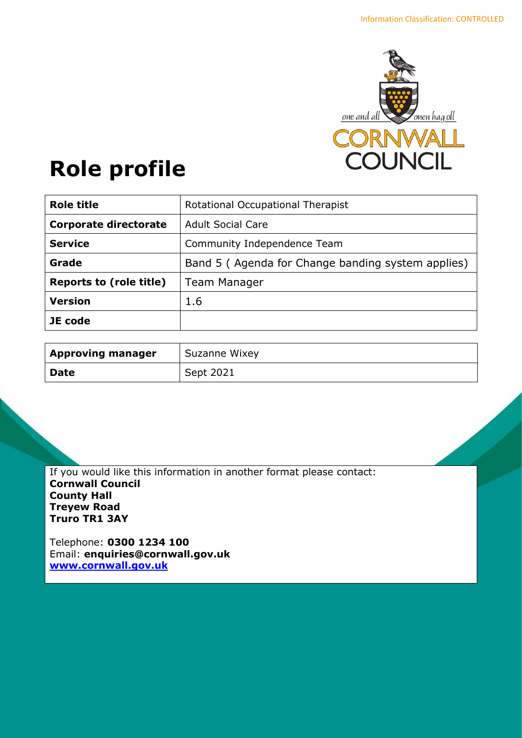Information Classification: CONTROLLED

# Role profile

| **Role title** | Rotational Occupational Therapist |
|---|---|
| **Corporate directorate** | Adult Social Care |
| **Service** | Community Independence Team |
| **Grade** | Band 5 ( Agenda for Change banding system applies) |
| **Reports to (role title)** | Team Manager |
| **Version** | 1.6 |
| **JE code** | |

| **Approving manager** | Suzanne Wixey |
|---|---|
| **Date** | Sept 2021 |

If you would like this information in another format please contact:
**Cornwall Council**
**County Hall**
**Treyew Road**
**Truro TR1 3AY**

Telephone: **0300 1234 100**
Email: **enquiries@cornwall.gov.uk**
**www.cornwall.gov.uk**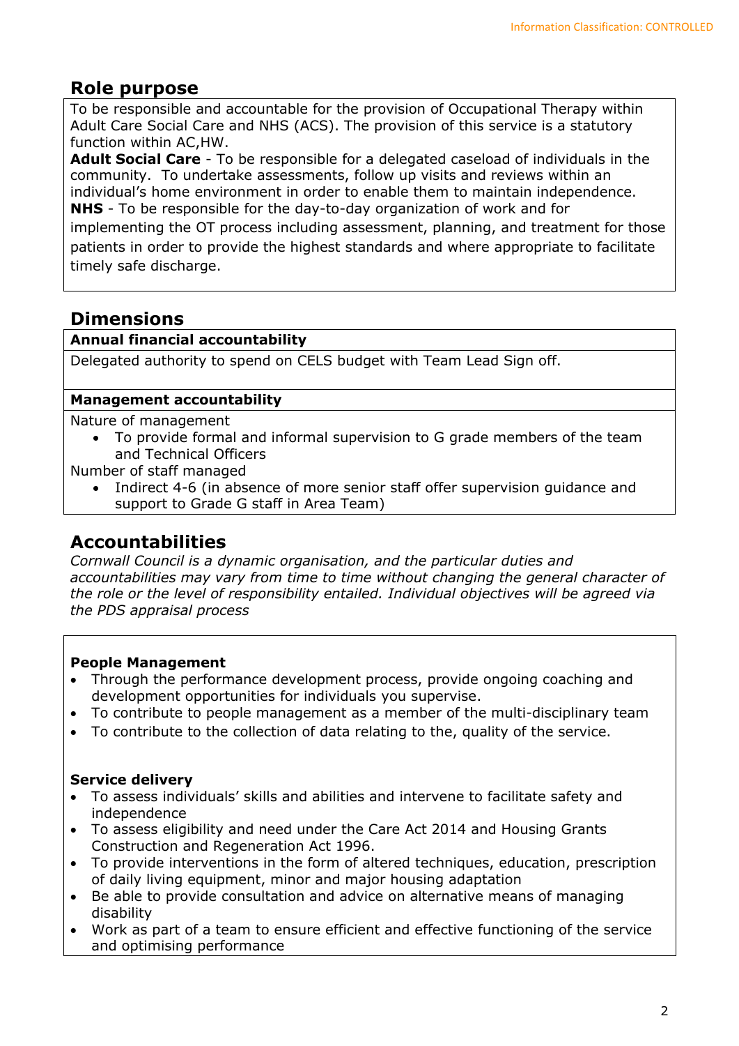## Role purpose

To be responsible and accountable for the provision of Occupational Therapy within Adult Care Social Care and NHS (ACS). The provision of this service is a statutory function within AC,HW.

**Adult Social Care** - To be responsible for a delegated caseload of individuals in the community. To undertake assessments, follow up visits and reviews within an individual's home environment in order to enable them to maintain independence.

**NHS** - To be responsible for the day-to-day organization of work and for implementing the OT process including assessment, planning, and treatment for those patients in order to provide the highest standards and where appropriate to facilitate timely safe discharge.

## Dimensions

**Annual financial accountability**

Delegated authority to spend on CELS budget with Team Lead Sign off.

**Management accountability**

Nature of management

- To provide formal and informal supervision to G grade members of the team and Technical Officers

Number of staff managed

- Indirect 4-6 (in absence of more senior staff offer supervision guidance and support to Grade G staff in Area Team)

## Accountabilities

*Cornwall Council is a dynamic organisation, and the particular duties and accountabilities may vary from time to time without changing the general character of the role or the level of responsibility entailed. Individual objectives will be agreed via the PDS appraisal process*

**People Management**

- Through the performance development process, provide ongoing coaching and development opportunities for individuals you supervise.
- To contribute to people management as a member of the multi-disciplinary team
- To contribute to the collection of data relating to the, quality of the service.

**Service delivery**

- To assess individuals' skills and abilities and intervene to facilitate safety and independence
- To assess eligibility and need under the Care Act 2014 and Housing Grants Construction and Regeneration Act 1996.
- To provide interventions in the form of altered techniques, education, prescription of daily living equipment, minor and major housing adaptation
- Be able to provide consultation and advice on alternative means of managing disability
- Work as part of a team to ensure efficient and effective functioning of the service and optimising performance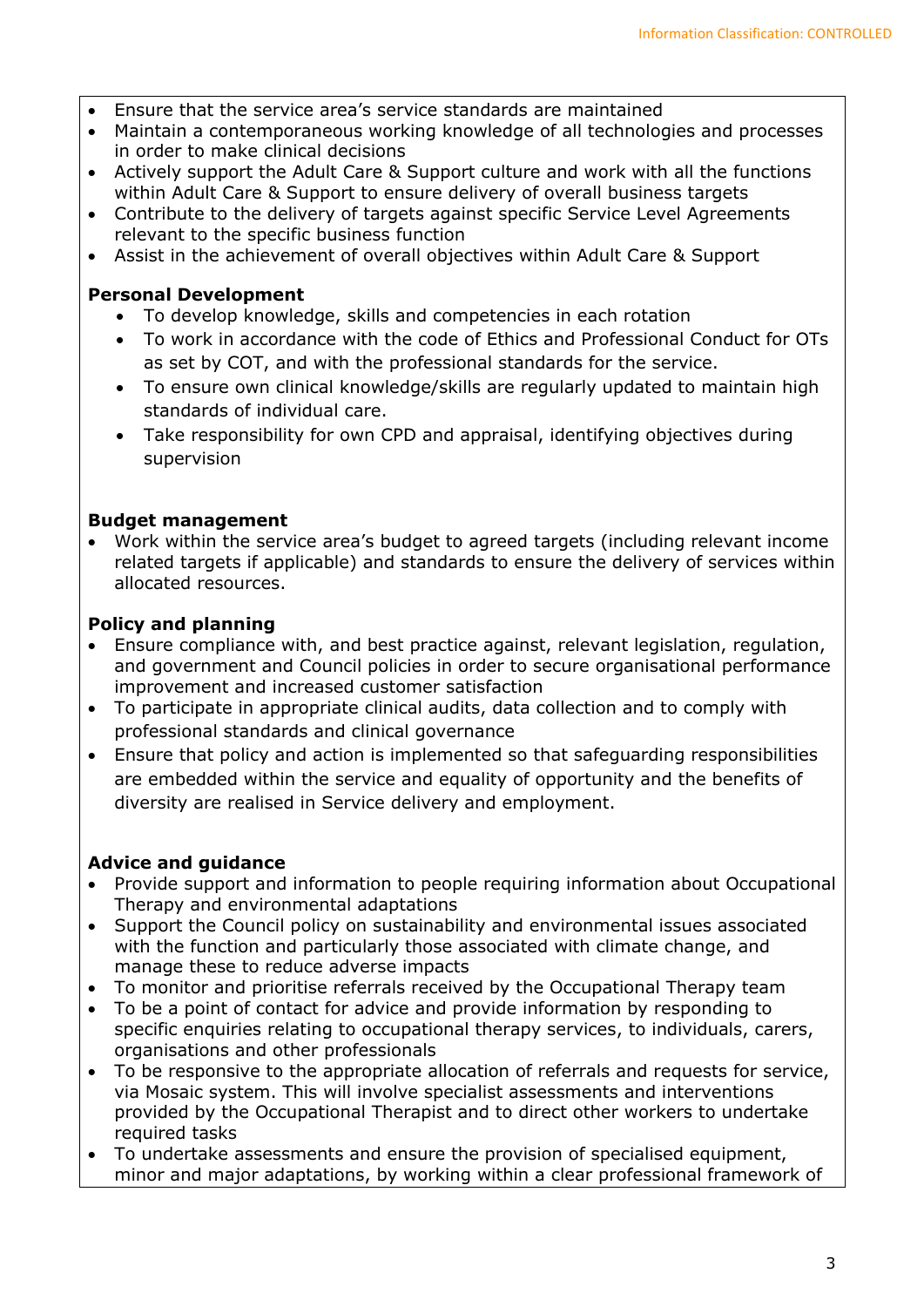- Ensure that the service area's service standards are maintained
- Maintain a contemporaneous working knowledge of all technologies and processes in order to make clinical decisions
- Actively support the Adult Care & Support culture and work with all the functions within Adult Care & Support to ensure delivery of overall business targets
- Contribute to the delivery of targets against specific Service Level Agreements relevant to the specific business function
- Assist in the achievement of overall objectives within Adult Care & Support

**Personal Development**

- To develop knowledge, skills and competencies in each rotation
- To work in accordance with the code of Ethics and Professional Conduct for OTs as set by COT, and with the professional standards for the service.
- To ensure own clinical knowledge/skills are regularly updated to maintain high standards of individual care.
- Take responsibility for own CPD and appraisal, identifying objectives during supervision

**Budget management**

- Work within the service area's budget to agreed targets (including relevant income related targets if applicable) and standards to ensure the delivery of services within allocated resources.

**Policy and planning**

- Ensure compliance with, and best practice against, relevant legislation, regulation, and government and Council policies in order to secure organisational performance improvement and increased customer satisfaction
- To participate in appropriate clinical audits, data collection and to comply with professional standards and clinical governance
- Ensure that policy and action is implemented so that safeguarding responsibilities are embedded within the service and equality of opportunity and the benefits of diversity are realised in Service delivery and employment.

**Advice and guidance**

- Provide support and information to people requiring information about Occupational Therapy and environmental adaptations
- Support the Council policy on sustainability and environmental issues associated with the function and particularly those associated with climate change, and manage these to reduce adverse impacts
- To monitor and prioritise referrals received by the Occupational Therapy team
- To be a point of contact for advice and provide information by responding to specific enquiries relating to occupational therapy services, to individuals, carers, organisations and other professionals
- To be responsive to the appropriate allocation of referrals and requests for service, via Mosaic system. This will involve specialist assessments and interventions provided by the Occupational Therapist and to direct other workers to undertake required tasks
- To undertake assessments and ensure the provision of specialised equipment, minor and major adaptations, by working within a clear professional framework of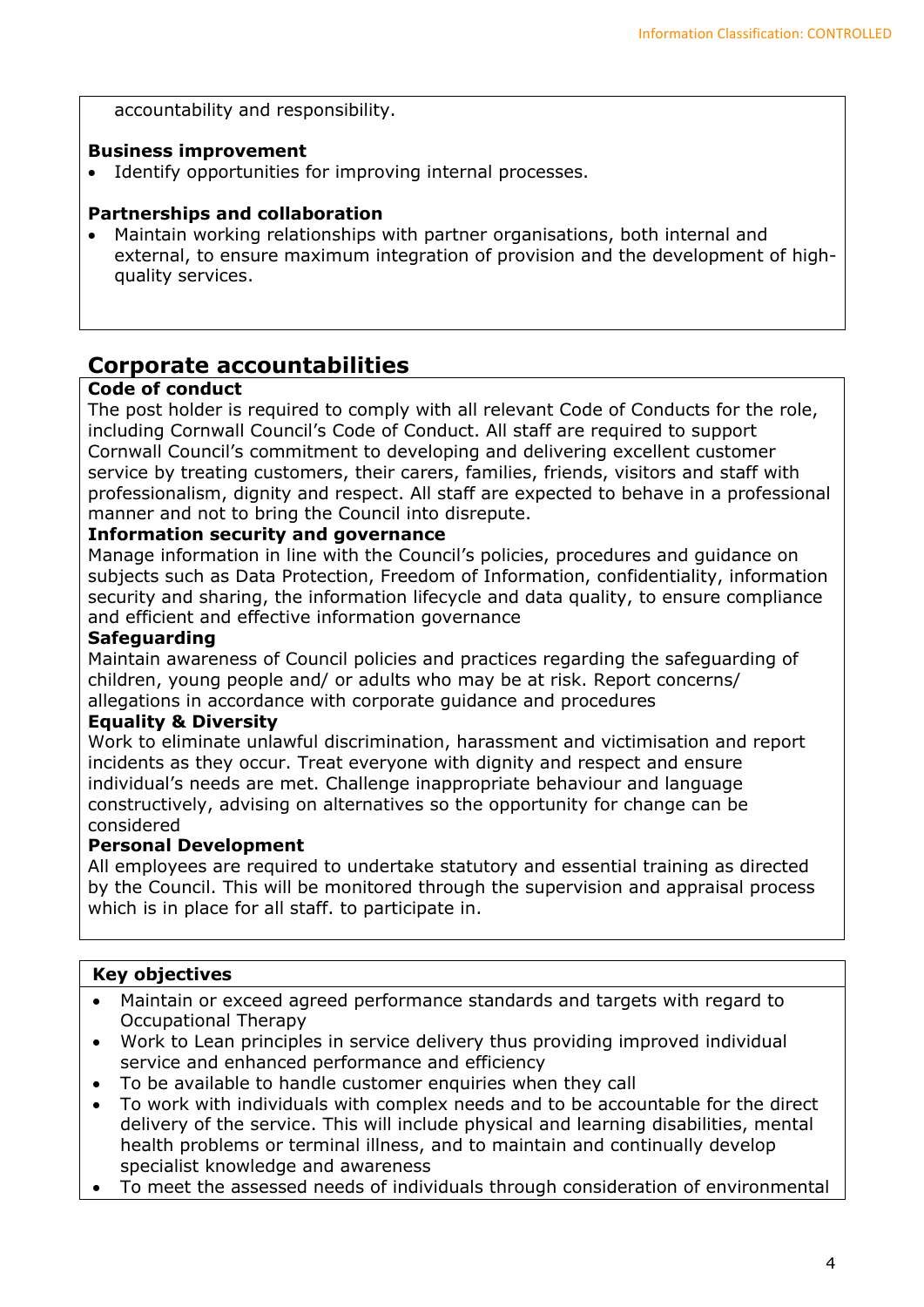accountability and responsibility.

**Business improvement**

- Identify opportunities for improving internal processes.

**Partnerships and collaboration**

- Maintain working relationships with partner organisations, both internal and external, to ensure maximum integration of provision and the development of high-quality services.

## Corporate accountabilities

**Code of conduct**

The post holder is required to comply with all relevant Code of Conducts for the role, including Cornwall Council's Code of Conduct. All staff are required to support Cornwall Council's commitment to developing and delivering excellent customer service by treating customers, their carers, families, friends, visitors and staff with professionalism, dignity and respect. All staff are expected to behave in a professional manner and not to bring the Council into disrepute.

**Information security and governance**

Manage information in line with the Council's policies, procedures and guidance on subjects such as Data Protection, Freedom of Information, confidentiality, information security and sharing, the information lifecycle and data quality, to ensure compliance and efficient and effective information governance

**Safeguarding**

Maintain awareness of Council policies and practices regarding the safeguarding of children, young people and/ or adults who may be at risk. Report concerns/ allegations in accordance with corporate guidance and procedures

**Equality & Diversity**

Work to eliminate unlawful discrimination, harassment and victimisation and report incidents as they occur. Treat everyone with dignity and respect and ensure individual's needs are met. Challenge inappropriate behaviour and language constructively, advising on alternatives so the opportunity for change can be considered

**Personal Development**

All employees are required to undertake statutory and essential training as directed by the Council. This will be monitored through the supervision and appraisal process which is in place for all staff. to participate in.

**Key objectives**

- Maintain or exceed agreed performance standards and targets with regard to Occupational Therapy
- Work to Lean principles in service delivery thus providing improved individual service and enhanced performance and efficiency
- To be available to handle customer enquiries when they call
- To work with individuals with complex needs and to be accountable for the direct delivery of the service. This will include physical and learning disabilities, mental health problems or terminal illness, and to maintain and continually develop specialist knowledge and awareness
- To meet the assessed needs of individuals through consideration of environmental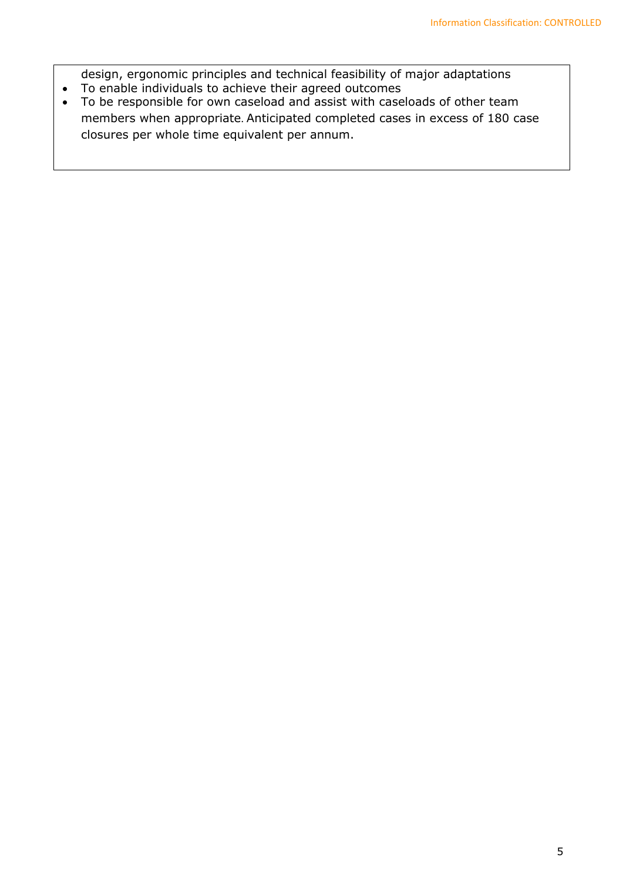design, ergonomic principles and technical feasibility of major adaptations

- To enable individuals to achieve their agreed outcomes
- To be responsible for own caseload and assist with caseloads of other team members when appropriate. Anticipated completed cases in excess of 180 case closures per whole time equivalent per annum.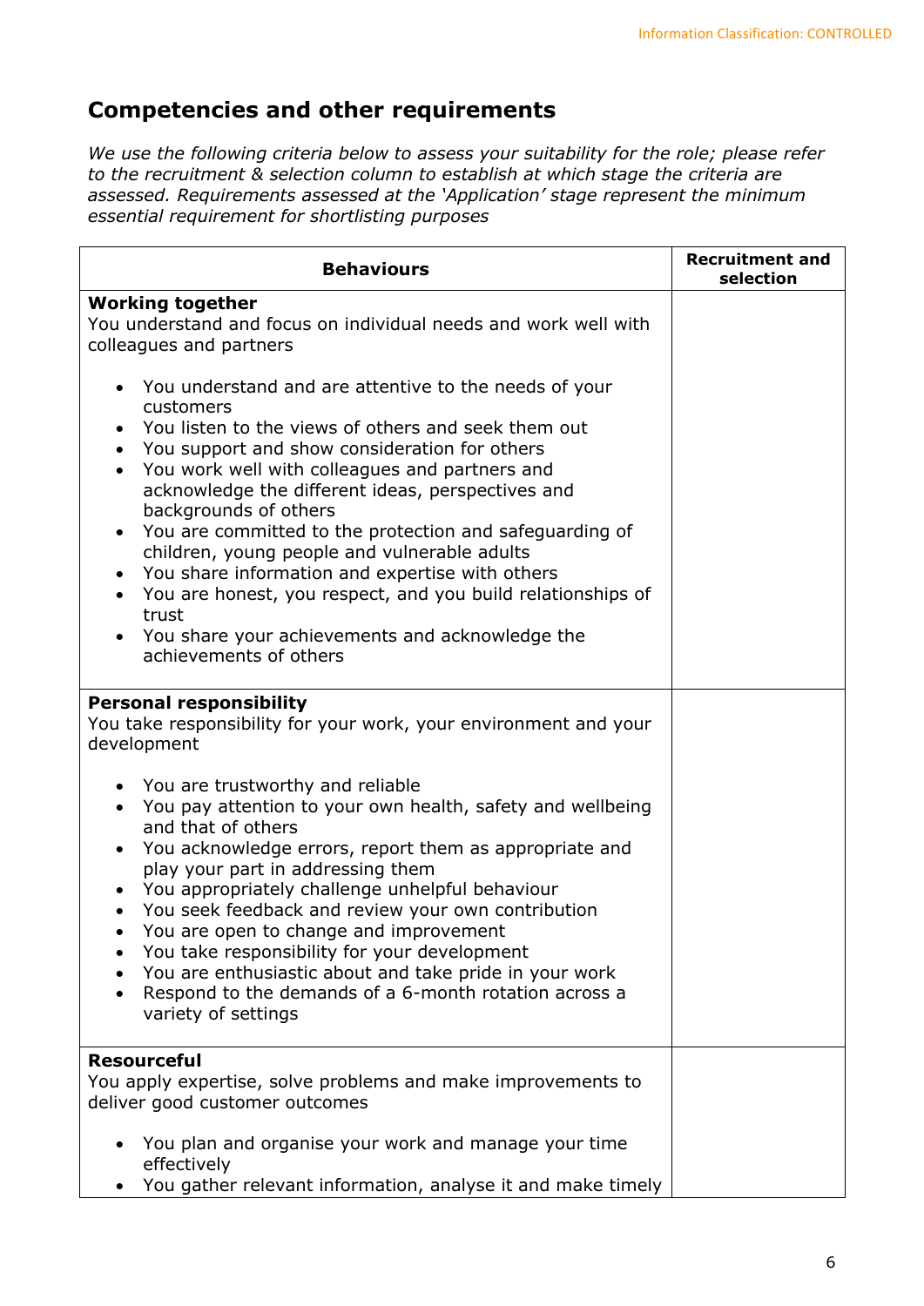## Competencies and other requirements

*We use the following criteria below to assess your suitability for the role; please refer to the recruitment & selection column to establish at which stage the criteria are assessed. Requirements assessed at the 'Application' stage represent the minimum essential requirement for shortlisting purposes*

| Behaviours | Recruitment and selection |
|---|---|
| **Working together**<br>You understand and focus on individual needs and work well with colleagues and partners<br><br>• You understand and are attentive to the needs of your customers<br>• You listen to the views of others and seek them out<br>• You support and show consideration for others<br>• You work well with colleagues and partners and acknowledge the different ideas, perspectives and backgrounds of others<br>• You are committed to the protection and safeguarding of children, young people and vulnerable adults<br>• You share information and expertise with others<br>• You are honest, you respect, and you build relationships of trust<br>• You share your achievements and acknowledge the achievements of others | |
| **Personal responsibility**<br>You take responsibility for your work, your environment and your development<br><br>• You are trustworthy and reliable<br>• You pay attention to your own health, safety and wellbeing and that of others<br>• You acknowledge errors, report them as appropriate and play your part in addressing them<br>• You appropriately challenge unhelpful behaviour<br>• You seek feedback and review your own contribution<br>• You are open to change and improvement<br>• You take responsibility for your development<br>• You are enthusiastic about and take pride in your work<br>• Respond to the demands of a 6-month rotation across a variety of settings | |
| **Resourceful**<br>You apply expertise, solve problems and make improvements to deliver good customer outcomes<br><br>• You plan and organise your work and manage your time effectively<br>• You gather relevant information, analyse it and make timely | |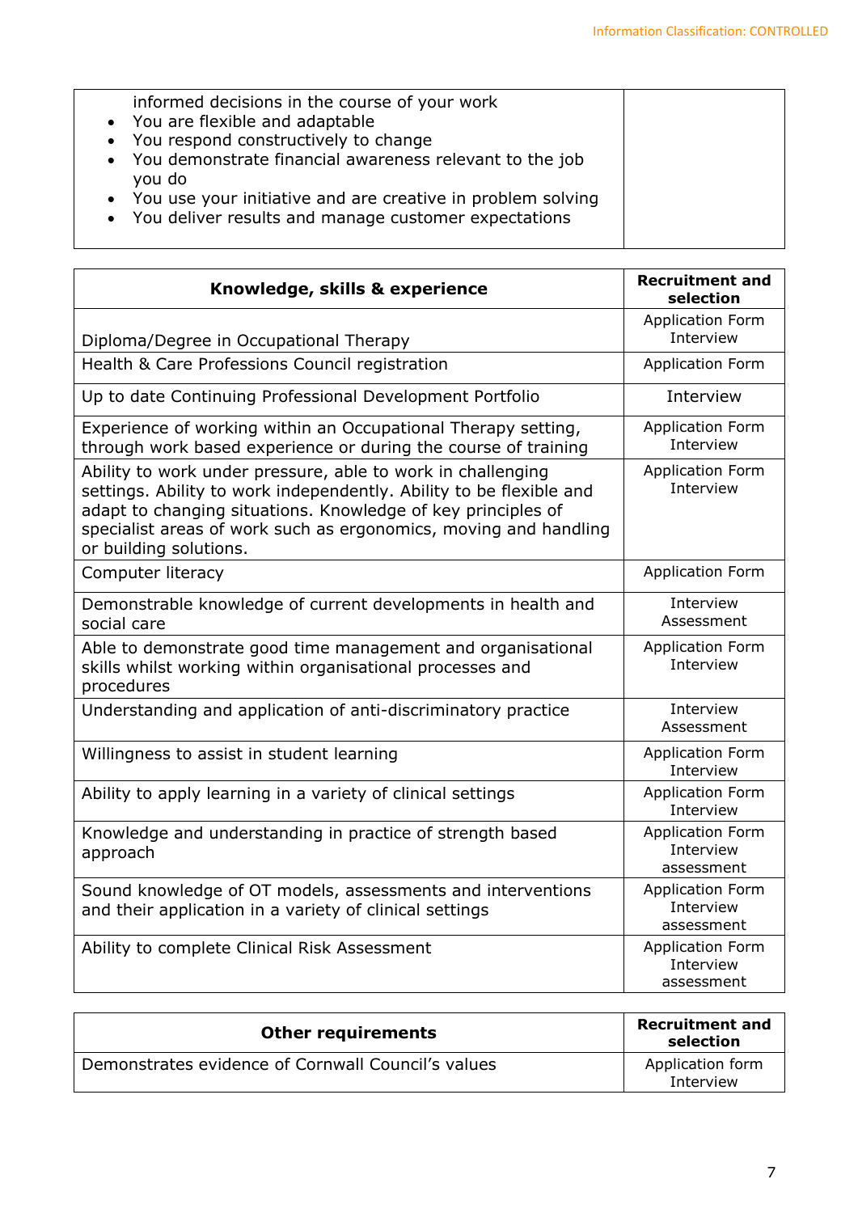| | |
|---|---|
| informed decisions in the course of your work<br>• You are flexible and adaptable<br>• You respond constructively to change<br>• You demonstrate financial awareness relevant to the job you do<br>• You use your initiative and are creative in problem solving<br>• You deliver results and manage customer expectations | |

| Knowledge, skills & experience | Recruitment and selection |
|---|---|
| Diploma/Degree in Occupational Therapy | Application Form<br>Interview |
| Health & Care Professions Council registration | Application Form |
| Up to date Continuing Professional Development Portfolio | Interview |
| Experience of working within an Occupational Therapy setting, through work based experience or during the course of training | Application Form<br>Interview |
| Ability to work under pressure, able to work in challenging settings. Ability to work independently. Ability to be flexible and adapt to changing situations. Knowledge of key principles of specialist areas of work such as ergonomics, moving and handling or building solutions. | Application Form<br>Interview |
| Computer literacy | Application Form |
| Demonstrable knowledge of current developments in health and social care | Interview<br>Assessment |
| Able to demonstrate good time management and organisational skills whilst working within organisational processes and procedures | Application Form<br>Interview |
| Understanding and application of anti-discriminatory practice | Interview<br>Assessment |
| Willingness to assist in student learning | Application Form<br>Interview |
| Ability to apply learning in a variety of clinical settings | Application Form<br>Interview |
| Knowledge and understanding in practice of strength based approach | Application Form<br>Interview<br>assessment |
| Sound knowledge of OT models, assessments and interventions and their application in a variety of clinical settings | Application Form<br>Interview<br>assessment |
| Ability to complete Clinical Risk Assessment | Application Form<br>Interview<br>assessment |

| Other requirements | Recruitment and selection |
|---|---|
| Demonstrates evidence of Cornwall Council's values | Application form<br>Interview |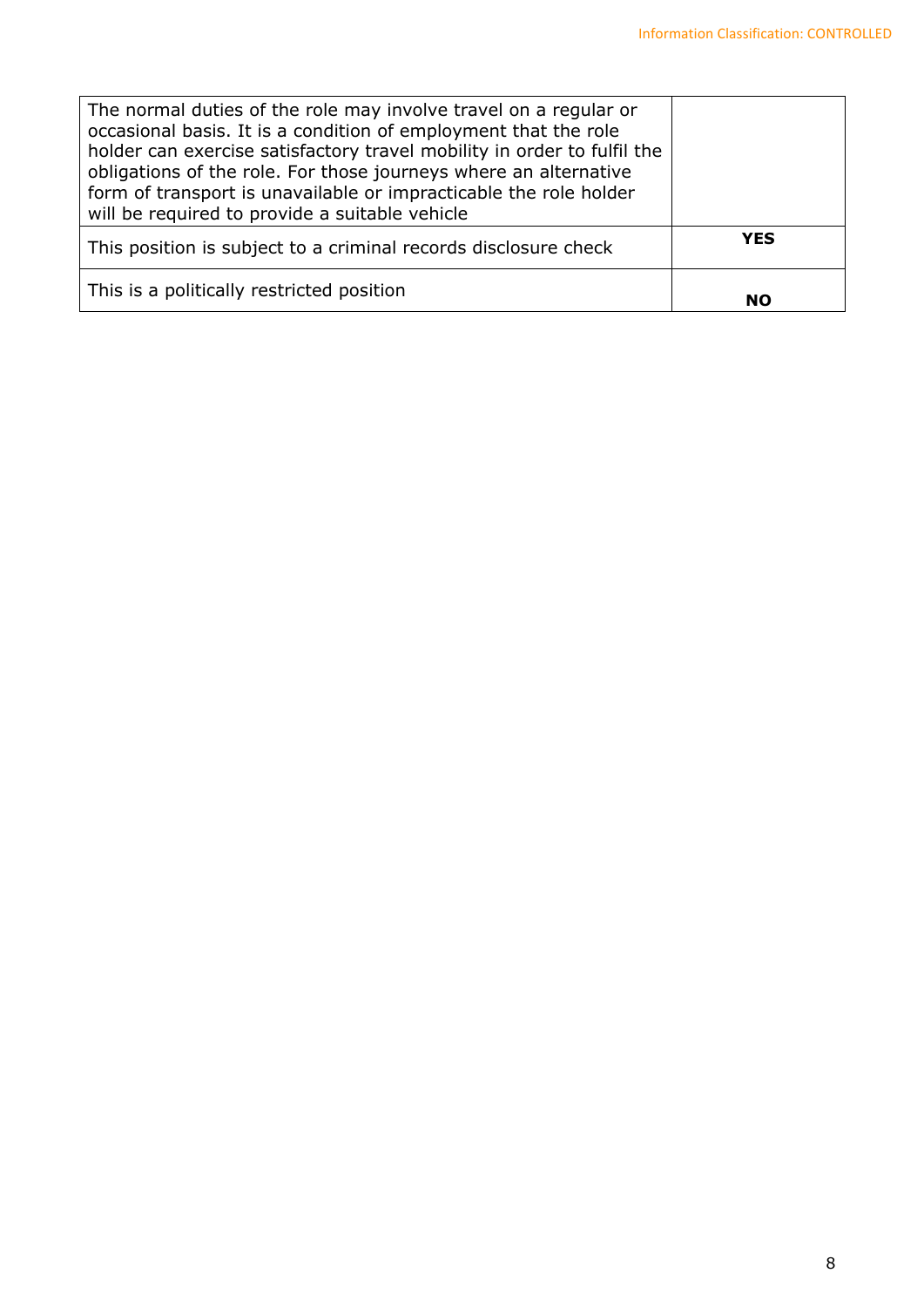| | |
|---|---|
| The normal duties of the role may involve travel on a regular or occasional basis. It is a condition of employment that the role holder can exercise satisfactory travel mobility in order to fulfil the obligations of the role. For those journeys where an alternative form of transport is unavailable or impracticable the role holder will be required to provide a suitable vehicle | |
| This position is subject to a criminal records disclosure check | **YES** |
| This is a politically restricted position | **NO** |